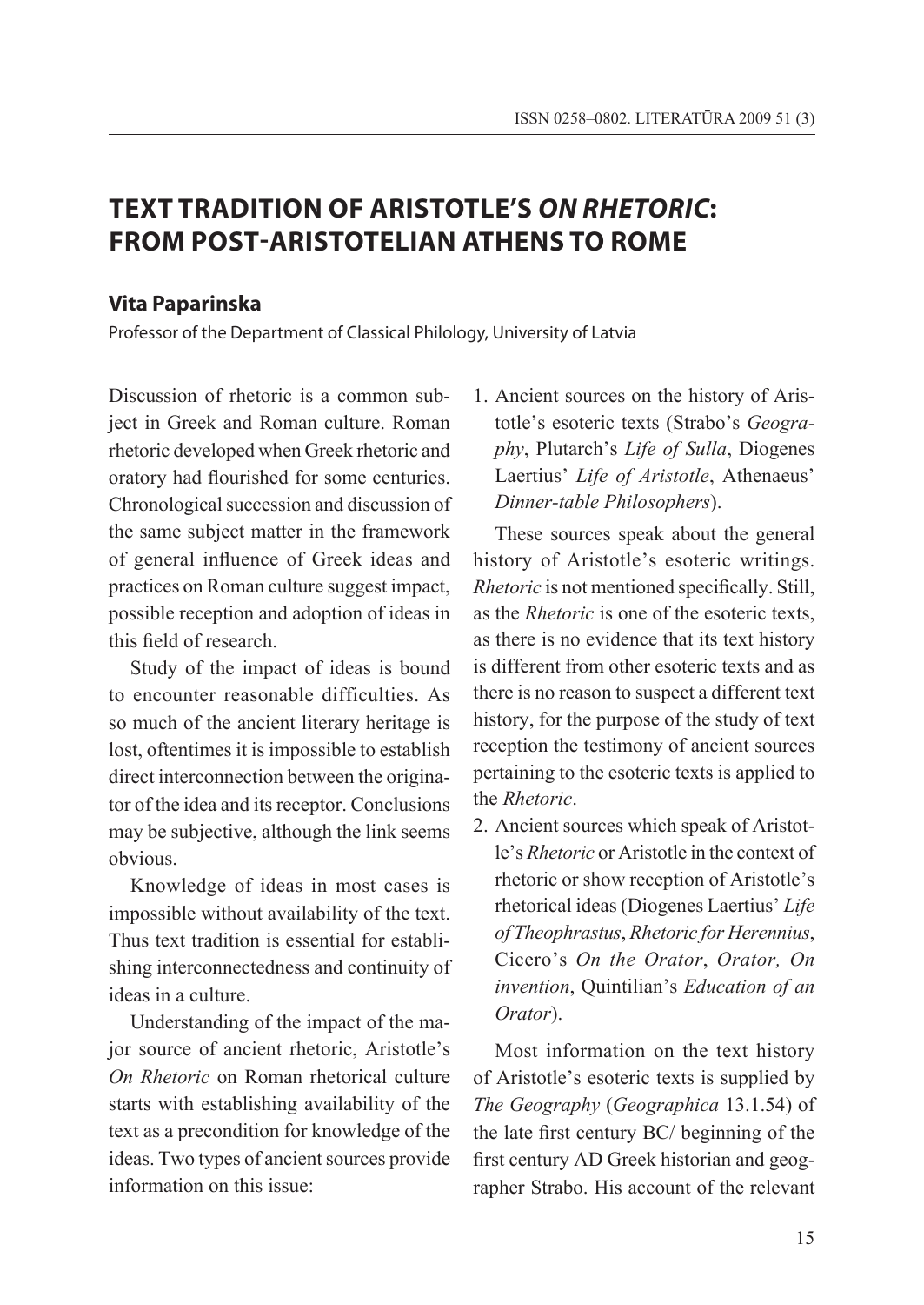# TEXT TRADITION OF ARISTOTLE'S *ON RHETORIC*: FROM POST-ARISTOTELIAN ATHENS TO ROME

**Vita Paparinska**

Professor of the Department of Classical Philology, University of Latvia

Discussion of rhetoric is a common subject in Greek and Roman culture. Roman rhetoric developed when Greek rhetoric and oratory had flourished for some centuries. Chronological succession and discussion of the same subject matter in the framework of general influence of Greek ideas and practices on Roman culture suggest impact, possible reception and adoption of ideas in this field of research.

Study of the impact of ideas is bound to encounter reasonable difficulties. As so much of the ancient literary heritage is lost, oftentimes it is impossible to establish direct interconnection between the originator of the idea and its receptor. Conclusions may be subjective, although the link seems obvious.

Knowledge of ideas in most cases is impossible without availability of the text. Thus text tradition is essential for establishing interconnectedness and continuity of ideas in a culture.

Understanding of the impact of the major source of ancient rhetoric, Aristotle's *On Rhetoric* on Roman rhetorical culture starts with establishing availability of the text as a precondition for knowledge of the ideas. Two types of ancient sources provide information on this issue:

1. Ancient sources on the history of Aristotle's esoteric texts (Strabo's *Geography*, Plutarch's *Life of Sulla*, Diogenes Laertius' *Life of Aristotle*, Athenaeus' *Dinner-table Philosophers*).

   These sources speak about the general history of Aristotle's esoteric writings. *Rhetoric* is not mentioned specifically. Still, as the *Rhetoric* is one of the esoteric texts, as there is no evidence that its text history is different from other esoteric texts and as there is no reason to suspect a different text history, for the purpose of the study of text reception the testimony of ancient sources pertaining to the esoteric texts is applied to the *Rhetoric*.

2. Ancient sources which speak of Aristotle's *Rhetoric* or Aristotle in the context of rhetoric or show reception of Aristotle's rhetorical ideas (Diogenes Laertius' *Life of Theophrastus*, *Rhetoric for Herennius*, Cicero's *On the Orator*, *Orator, On invention*, Quintilian's *Education of an Orator*).

Most information on the text history of Aristotle's esoteric texts is supplied by *The Geography* (*Geographica* 13.1.54) of the late first century BC/ beginning of the first century AD Greek historian and geographer Strabo. His account of the relevant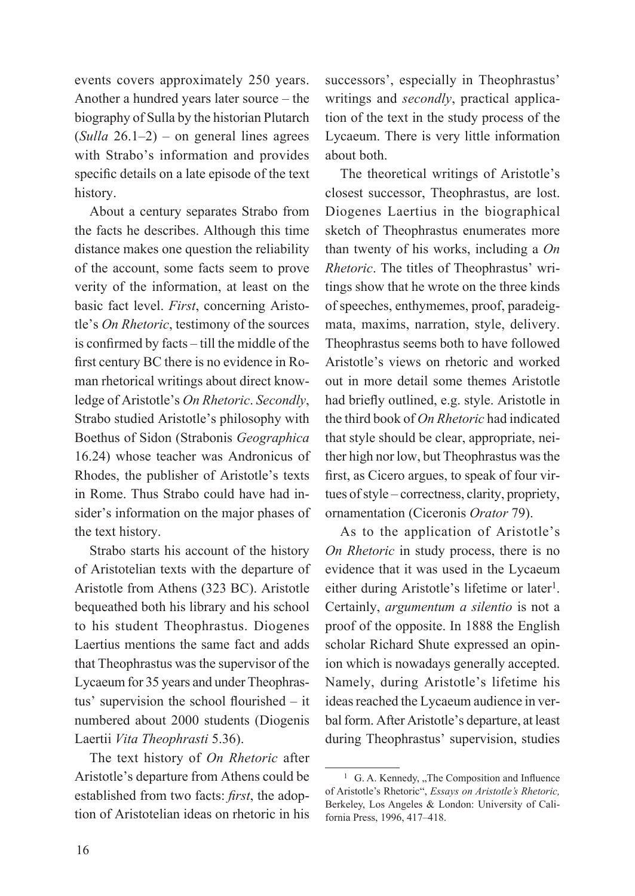events covers approximately 250 years. Another a hundred years later source – the biography of Sulla by the historian Plutarch (*Sulla* 26.1–2) – on general lines agrees with Strabo's information and provides specific details on a late episode of the text history.

About a century separates Strabo from the facts he describes. Although this time distance makes one question the reliability of the account, some facts seem to prove verity of the information, at least on the basic fact level. *First*, concerning Aristotle's *On Rhetoric*, testimony of the sources is confirmed by facts – till the middle of the first century BC there is no evidence in Roman rhetorical writings about direct knowledge of Aristotle's *On Rhetoric*. *Secondly*, Strabo studied Aristotle's philosophy with Boethus of Sidon (Strabonis *Geographica* 16.24) whose teacher was Andronicus of Rhodes, the publisher of Aristotle's texts in Rome. Thus Strabo could have had insider's information on the major phases of the text history.

Strabo starts his account of the history of Aristotelian texts with the departure of Aristotle from Athens (323 BC). Aristotle bequeathed both his library and his school to his student Theophrastus. Diogenes Laertius mentions the same fact and adds that Theophrastus was the supervisor of the Lycaeum for 35 years and under Theophrastus' supervision the school flourished – it numbered about 2000 students (Diogenis Laertii *Vita Theophrasti* 5.36).

The text history of *On Rhetoric* after Aristotle's departure from Athens could be established from two facts: *first*, the adoption of Aristotelian ideas on rhetoric in his successors', especially in Theophrastus' writings and *secondly*, practical application of the text in the study process of the Lycaeum. There is very little information about both.

The theoretical writings of Aristotle's closest successor, Theophrastus, are lost. Diogenes Laertius in the biographical sketch of Theophrastus enumerates more than twenty of his works, including a *On Rhetoric*. The titles of Theophrastus' writings show that he wrote on the three kinds of speeches, enthymemes, proof, paradeigmata, maxims, narration, style, delivery. Theophrastus seems both to have followed Aristotle's views on rhetoric and worked out in more detail some themes Aristotle had briefly outlined, e.g. style. Aristotle in the third book of *On Rhetoric* had indicated that style should be clear, appropriate, neither high nor low, but Theophrastus was the first, as Cicero argues, to speak of four virtues of style – correctness, clarity, propriety, ornamentation (Ciceronis *Orator* 79).

As to the application of Aristotle's *On Rhetoric* in study process, there is no evidence that it was used in the Lycaeum either during Aristotle's lifetime or later[1]. Certainly, *argumentum a silentio* is not a proof of the opposite. In 1888 the English scholar Richard Shute expressed an opinion which is nowadays generally accepted. Namely, during Aristotle's lifetime his ideas reached the Lycaeum audience in verbal form. After Aristotle's departure, at least during Theophrastus' supervision, studies

[1] G. A. Kennedy, „The Composition and Influence of Aristotle's Rhetoric", *Essays on Aristotle's Rhetoric,* Berkeley, Los Angeles & London: University of California Press, 1996, 417–418.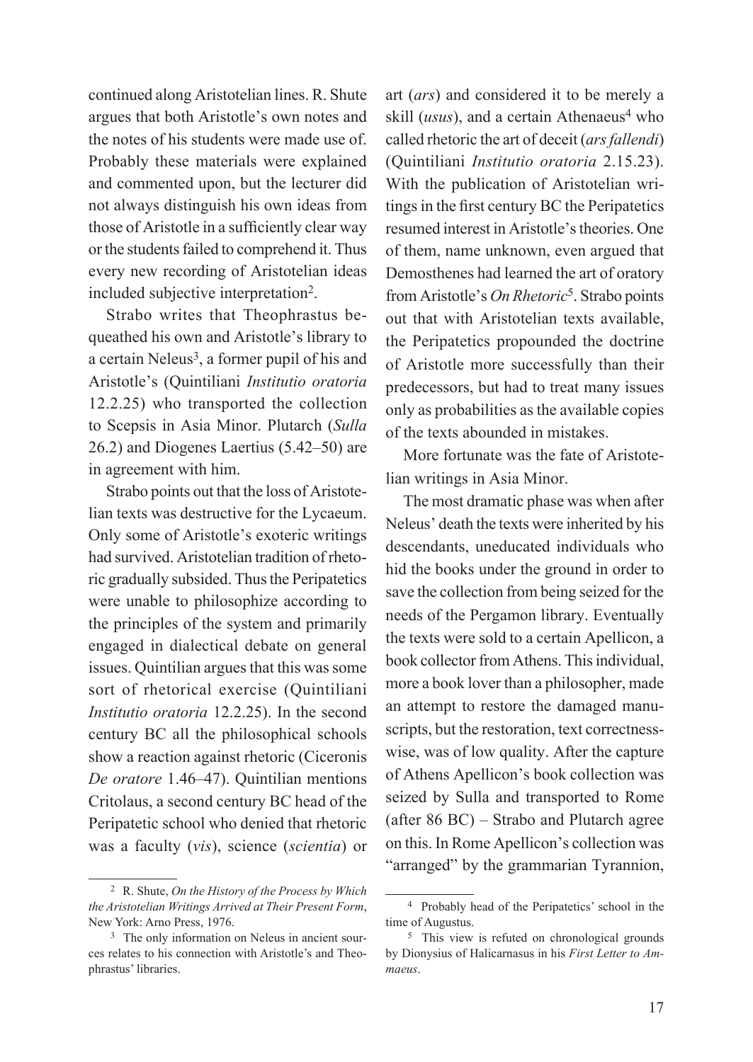continued along Aristotelian lines. R. Shute argues that both Aristotle's own notes and the notes of his students were made use of. Probably these materials were explained and commented upon, but the lecturer did not always distinguish his own ideas from those of Aristotle in a sufficiently clear way or the students failed to comprehend it. Thus every new recording of Aristotelian ideas included subjective interpretation[2].

Strabo writes that Theophrastus bequeathed his own and Aristotle's library to a certain Neleus[3], a former pupil of his and Aristotle's (Quintiliani *Institutio oratoria* 12.2.25) who transported the collection to Scepsis in Asia Minor. Plutarch (*Sulla* 26.2) and Diogenes Laertius (5.42–50) are in agreement with him.

Strabo points out that the loss of Aristotelian texts was destructive for the Lycaeum. Only some of Aristotle's exoteric writings had survived. Aristotelian tradition of rhetoric gradually subsided. Thus the Peripatetics were unable to philosophize according to the principles of the system and primarily engaged in dialectical debate on general issues. Quintilian argues that this was some sort of rhetorical exercise (Quintiliani *Institutio oratoria* 12.2.25). In the second century BC all the philosophical schools show a reaction against rhetoric (Ciceronis *De oratore* 1.46–47). Quintilian mentions Critolaus, a second century BC head of the Peripatetic school who denied that rhetoric was a faculty (*vis*), science (*scientia*) or art (*ars*) and considered it to be merely a skill (*usus*), and a certain Athenaeus[4] who called rhetoric the art of deceit (*ars fallendi*) (Quintiliani *Institutio oratoria* 2.15.23). With the publication of Aristotelian writings in the first century BC the Peripatetics resumed interest in Aristotle's theories. One of them, name unknown, even argued that Demosthenes had learned the art of oratory from Aristotle's *On Rhetoric*[5]. Strabo points out that with Aristotelian texts available, the Peripatetics propounded the doctrine of Aristotle more successfully than their predecessors, but had to treat many issues only as probabilities as the available copies of the texts abounded in mistakes.

More fortunate was the fate of Aristotelian writings in Asia Minor.

The most dramatic phase was when after Neleus' death the texts were inherited by his descendants, uneducated individuals who hid the books under the ground in order to save the collection from being seized for the needs of the Pergamon library. Eventually the texts were sold to a certain Apellicon, a book collector from Athens. This individual, more a book lover than a philosopher, made an attempt to restore the damaged manuscripts, but the restoration, text correctness-wise, was of low quality. After the capture of Athens Apellicon's book collection was seized by Sulla and transported to Rome (after 86 BC) – Strabo and Plutarch agree on this. In Rome Apellicon's collection was "arranged" by the grammarian Tyrannion,

---

[2] R. Shute, *On the History of the Process by Which the Aristotelian Writings Arrived at Their Present Form*, New York: Arno Press, 1976.

[3] The only information on Neleus in ancient sources relates to his connection with Aristotle's and Theophrastus' libraries.

[4] Probably head of the Peripatetics' school in the time of Augustus.

[5] This view is refuted on chronological grounds by Dionysius of Halicarnassus in his *First Letter to Ammaeus*.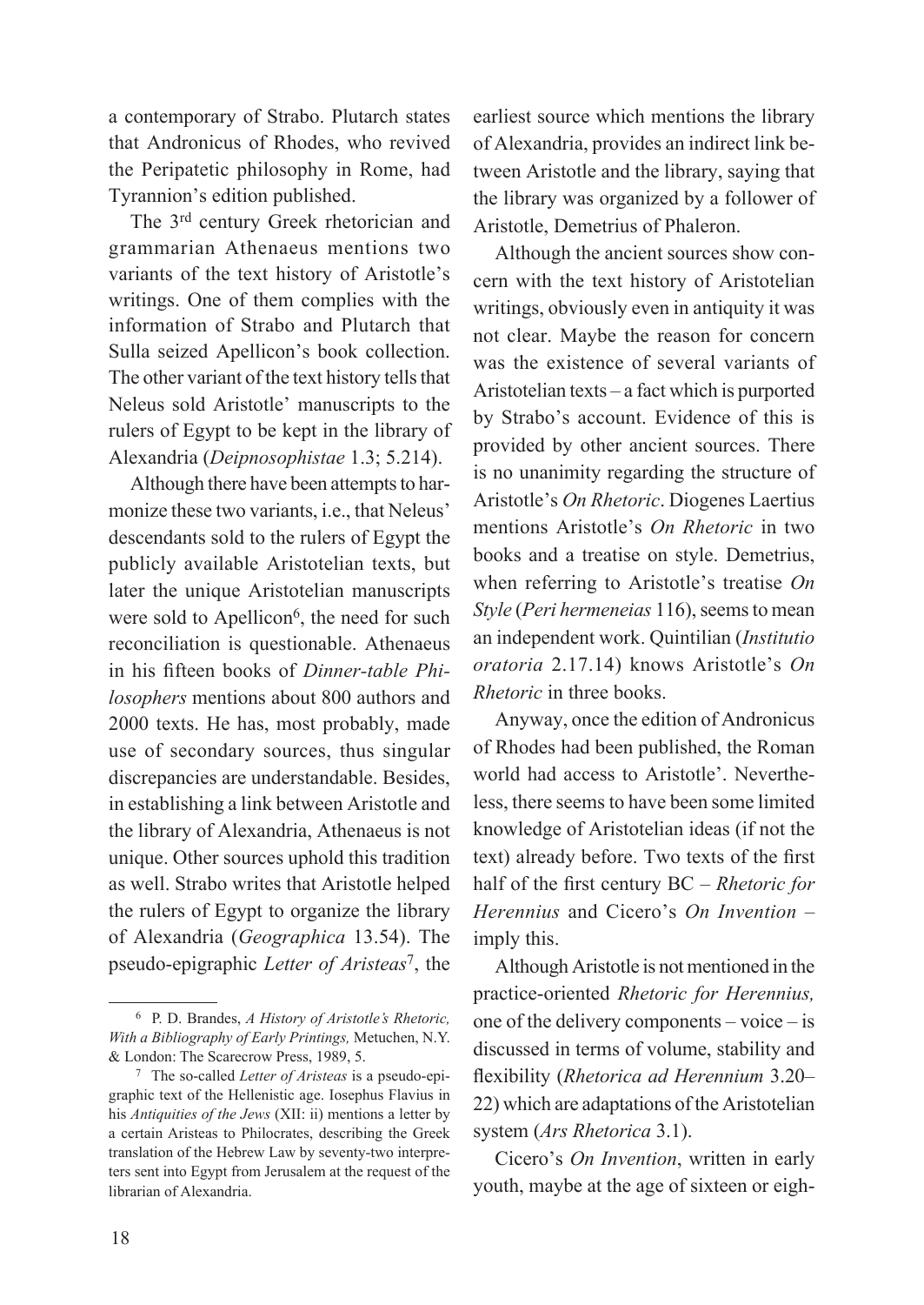a contemporary of Strabo. Plutarch states that Andronicus of Rhodes, who revived the Peripatetic philosophy in Rome, had Tyrannion's edition published.

The 3rd century Greek rhetorician and grammarian Athenaeus mentions two variants of the text history of Aristotle's writings. One of them complies with the information of Strabo and Plutarch that Sulla seized Apellicon's book collection. The other variant of the text history tells that Neleus sold Aristotle' manuscripts to the rulers of Egypt to be kept in the library of Alexandria (*Deipnosophistae* 1.3; 5.214).

Although there have been attempts to harmonize these two variants, i.e., that Neleus' descendants sold to the rulers of Egypt the publicly available Aristotelian texts, but later the unique Aristotelian manuscripts were sold to Apellicon[6], the need for such reconciliation is questionable. Athenaeus in his fifteen books of *Dinner-table Philosophers* mentions about 800 authors and 2000 texts. He has, most probably, made use of secondary sources, thus singular discrepancies are understandable. Besides, in establishing a link between Aristotle and the library of Alexandria, Athenaeus is not unique. Other sources uphold this tradition as well. Strabo writes that Aristotle helped the rulers of Egypt to organize the library of Alexandria (*Geographica* 13.54). The pseudo-epigraphic *Letter of Aristeas*[7], the earliest source which mentions the library of Alexandria, provides an indirect link between Aristotle and the library, saying that the library was organized by a follower of Aristotle, Demetrius of Phaleron.

Although the ancient sources show concern with the text history of Aristotelian writings, obviously even in antiquity it was not clear. Maybe the reason for concern was the existence of several variants of Aristotelian texts – a fact which is purported by Strabo's account. Evidence of this is provided by other ancient sources. There is no unanimity regarding the structure of Aristotle's *On Rhetoric*. Diogenes Laertius mentions Aristotle's *On Rhetoric* in two books and a treatise on style. Demetrius, when referring to Aristotle's treatise *On Style* (*Peri hermeneias* 116), seems to mean an independent work. Quintilian (*Institutio oratoria* 2.17.14) knows Aristotle's *On Rhetoric* in three books.

Anyway, once the edition of Andronicus of Rhodes had been published, the Roman world had access to Aristotle'. Nevertheless, there seems to have been some limited knowledge of Aristotelian ideas (if not the text) already before. Two texts of the first half of the first century BC – *Rhetoric for Herennius* and Cicero's *On Invention* – imply this.

Although Aristotle is not mentioned in the practice-oriented *Rhetoric for Herennius,* one of the delivery components – voice – is discussed in terms of volume, stability and flexibility (*Rhetorica ad Herennium* 3.20–22) which are adaptations of the Aristotelian system (*Ars Rhetorica* 3.1).

Cicero's *On Invention*, written in early youth, maybe at the age of sixteen or eigh-

---

[6] P. D. Brandes, *A History of Aristotle's Rhetoric, With a Bibliography of Early Printings,* Metuchen, N.Y. & London: The Scarecrow Press, 1989, 5.

[7] The so-called *Letter of Aristeas* is a pseudo-epigraphic text of the Hellenistic age. Iosephus Flavius in his *Antiquities of the Jews* (XII: ii) mentions a letter by a certain Aristeas to Philocrates, describing the Greek translation of the Hebrew Law by seventy-two interpreters sent into Egypt from Jerusalem at the request of the librarian of Alexandria.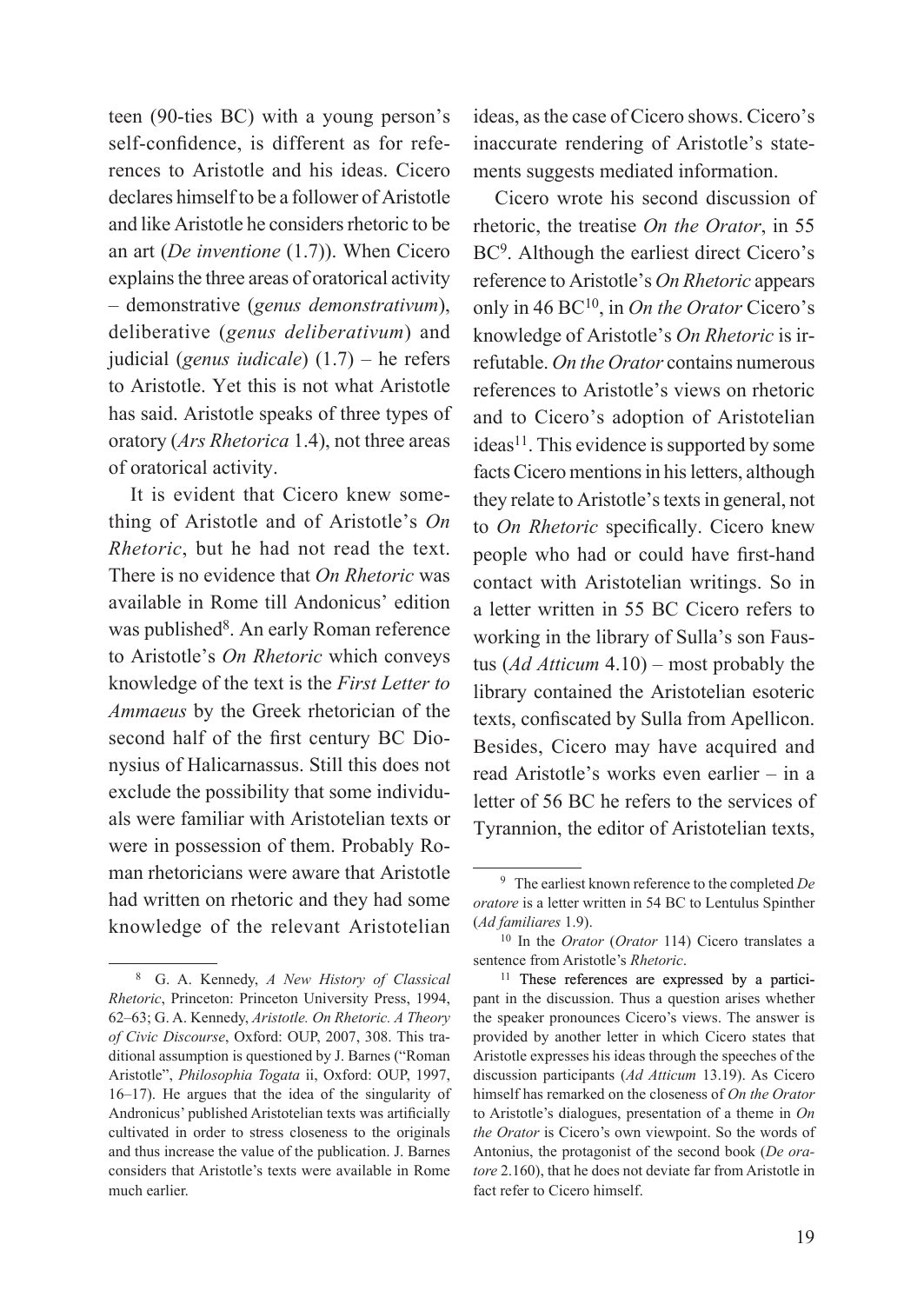teen (90-ties BC) with a young person's self-confidence, is different as for references to Aristotle and his ideas. Cicero declares himself to be a follower of Aristotle and like Aristotle he considers rhetoric to be an art (*De inventione* (1.7)). When Cicero explains the three areas of oratorical activity – demonstrative (*genus demonstrativum*), deliberative (*genus deliberativum*) and judicial (*genus iudicale*) (1.7) – he refers to Aristotle. Yet this is not what Aristotle has said. Aristotle speaks of three types of oratory (*Ars Rhetorica* 1.4), not three areas of oratorical activity.

It is evident that Cicero knew something of Aristotle and of Aristotle's *On Rhetoric*, but he had not read the text. There is no evidence that *On Rhetoric* was available in Rome till Andonicus' edition was published[8]. An early Roman reference to Aristotle's *On Rhetoric* which conveys knowledge of the text is the *First Letter to Ammaeus* by the Greek rhetorician of the second half of the first century BC Dionysius of Halicarnassus. Still this does not exclude the possibility that some individuals were familiar with Aristotelian texts or were in possession of them. Probably Roman rhetoricians were aware that Aristotle had written on rhetoric and they had some knowledge of the relevant Aristotelian ideas, as the case of Cicero shows. Cicero's inaccurate rendering of Aristotle's statements suggests mediated information.

Cicero wrote his second discussion of rhetoric, the treatise *On the Orator*, in 55 BC[9]. Although the earliest direct Cicero's reference to Aristotle's *On Rhetoric* appears only in 46 BC[10], in *On the Orator* Cicero's knowledge of Aristotle's *On Rhetoric* is irrefutable. *On the Orator* contains numerous references to Aristotle's views on rhetoric and to Cicero's adoption of Aristotelian ideas[11]. This evidence is supported by some facts Cicero mentions in his letters, although they relate to Aristotle's texts in general, not to *On Rhetoric* specifically. Cicero knew people who had or could have first-hand contact with Aristotelian writings. So in a letter written in 55 BC Cicero refers to working in the library of Sulla's son Faustus (*Ad Atticum* 4.10) – most probably the library contained the Aristotelian esoteric texts, confiscated by Sulla from Apellicon. Besides, Cicero may have acquired and read Aristotle's works even earlier – in a letter of 56 BC he refers to the services of Tyrannion, the editor of Aristotelian texts,

---

[8] G. A. Kennedy, *A New History of Classical Rhetoric*, Princeton: Princeton University Press, 1994, 62–63; G. A. Kennedy, *Aristotle. On Rhetoric. A Theory of Civic Discourse*, Oxford: OUP, 2007, 308. This traditional assumption is questioned by J. Barnes ("Roman Aristotle", *Philosophia Togata* ii, Oxford: OUP, 1997, 16–17). He argues that the idea of the singularity of Andronicus' published Aristotelian texts was artificially cultivated in order to stress closeness to the originals and thus increase the value of the publication. J. Barnes considers that Aristotle's texts were available in Rome much earlier.

[9] The earliest known reference to the completed *De oratore* is a letter written in 54 BC to Lentulus Spinther (*Ad familiares* 1.9).

[10] In the *Orator* (*Orator* 114) Cicero translates a sentence from Aristotle's *Rhetoric*.

[11] These references are expressed by a participant in the discussion. Thus a question arises whether the speaker pronounces Cicero's views. The answer is provided by another letter in which Cicero states that Aristotle expresses his ideas through the speeches of the discussion participants (*Ad Atticum* 13.19). As Cicero himself has remarked on the closeness of *On the Orator* to Aristotle's dialogues, presentation of a theme in *On the Orator* is Cicero's own viewpoint. So the words of Antonius, the protagonist of the second book (*De oratore* 2.160), that he does not deviate far from Aristotle in fact refer to Cicero himself.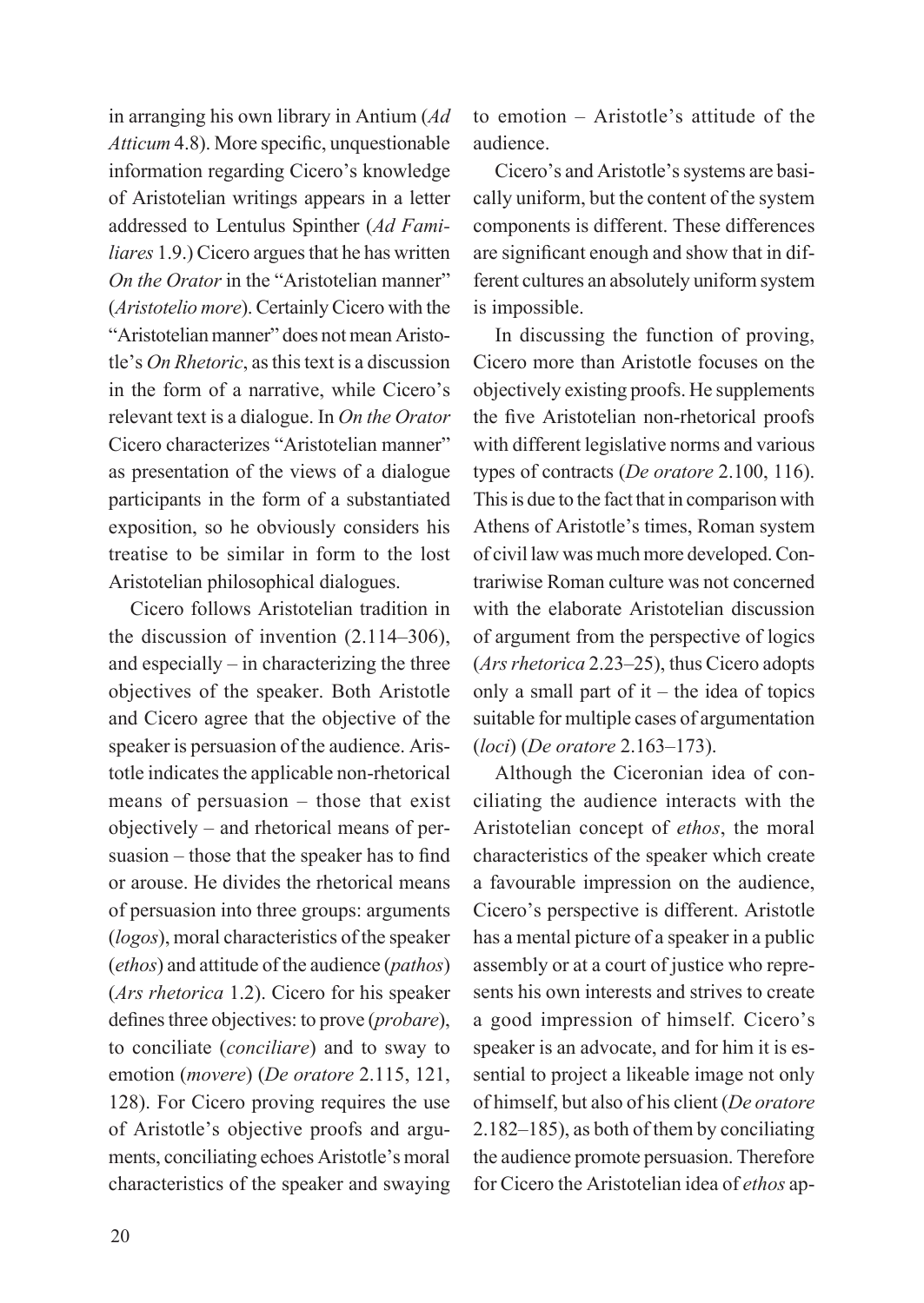in arranging his own library in Antium (*Ad Atticum* 4.8). More specific, unquestionable information regarding Cicero's knowledge of Aristotelian writings appears in a letter addressed to Lentulus Spinther (*Ad Familiares* 1.9.) Cicero argues that he has written *On the Orator* in the "Aristotelian manner" (*Aristotelio more*). Certainly Cicero with the "Aristotelian manner" does not mean Aristotle's *On Rhetoric*, as this text is a discussion in the form of a narrative, while Cicero's relevant text is a dialogue. In *On the Orator* Cicero characterizes "Aristotelian manner" as presentation of the views of a dialogue participants in the form of a substantiated exposition, so he obviously considers his treatise to be similar in form to the lost Aristotelian philosophical dialogues.

Cicero follows Aristotelian tradition in the discussion of invention (2.114–306), and especially – in characterizing the three objectives of the speaker. Both Aristotle and Cicero agree that the objective of the speaker is persuasion of the audience. Aristotle indicates the applicable non-rhetorical means of persuasion – those that exist objectively – and rhetorical means of persuasion – those that the speaker has to find or arouse. He divides the rhetorical means of persuasion into three groups: arguments (*logos*), moral characteristics of the speaker (*ethos*) and attitude of the audience (*pathos*) (*Ars rhetorica* 1.2). Cicero for his speaker defines three objectives: to prove (*probare*), to conciliate (*conciliare*) and to sway to emotion (*movere*) (*De oratore* 2.115, 121, 128). For Cicero proving requires the use of Aristotle's objective proofs and arguments, conciliating echoes Aristotle's moral characteristics of the speaker and swaying to emotion – Aristotle's attitude of the audience.

Cicero's and Aristotle's systems are basically uniform, but the content of the system components is different. These differences are significant enough and show that in different cultures an absolutely uniform system is impossible.

In discussing the function of proving, Cicero more than Aristotle focuses on the objectively existing proofs. He supplements the five Aristotelian non-rhetorical proofs with different legislative norms and various types of contracts (*De oratore* 2.100, 116). This is due to the fact that in comparison with Athens of Aristotle's times, Roman system of civil law was much more developed. Contrariwise Roman culture was not concerned with the elaborate Aristotelian discussion of argument from the perspective of logics (*Ars rhetorica* 2.23–25), thus Cicero adopts only a small part of it – the idea of topics suitable for multiple cases of argumentation (*loci*) (*De oratore* 2.163–173).

Although the Ciceronian idea of conciliating the audience interacts with the Aristotelian concept of *ethos*, the moral characteristics of the speaker which create a favourable impression on the audience, Cicero's perspective is different. Aristotle has a mental picture of a speaker in a public assembly or at a court of justice who represents his own interests and strives to create a good impression of himself. Cicero's speaker is an advocate, and for him it is essential to project a likeable image not only of himself, but also of his client (*De oratore* 2.182–185), as both of them by conciliating the audience promote persuasion. Therefore for Cicero the Aristotelian idea of *ethos* ap-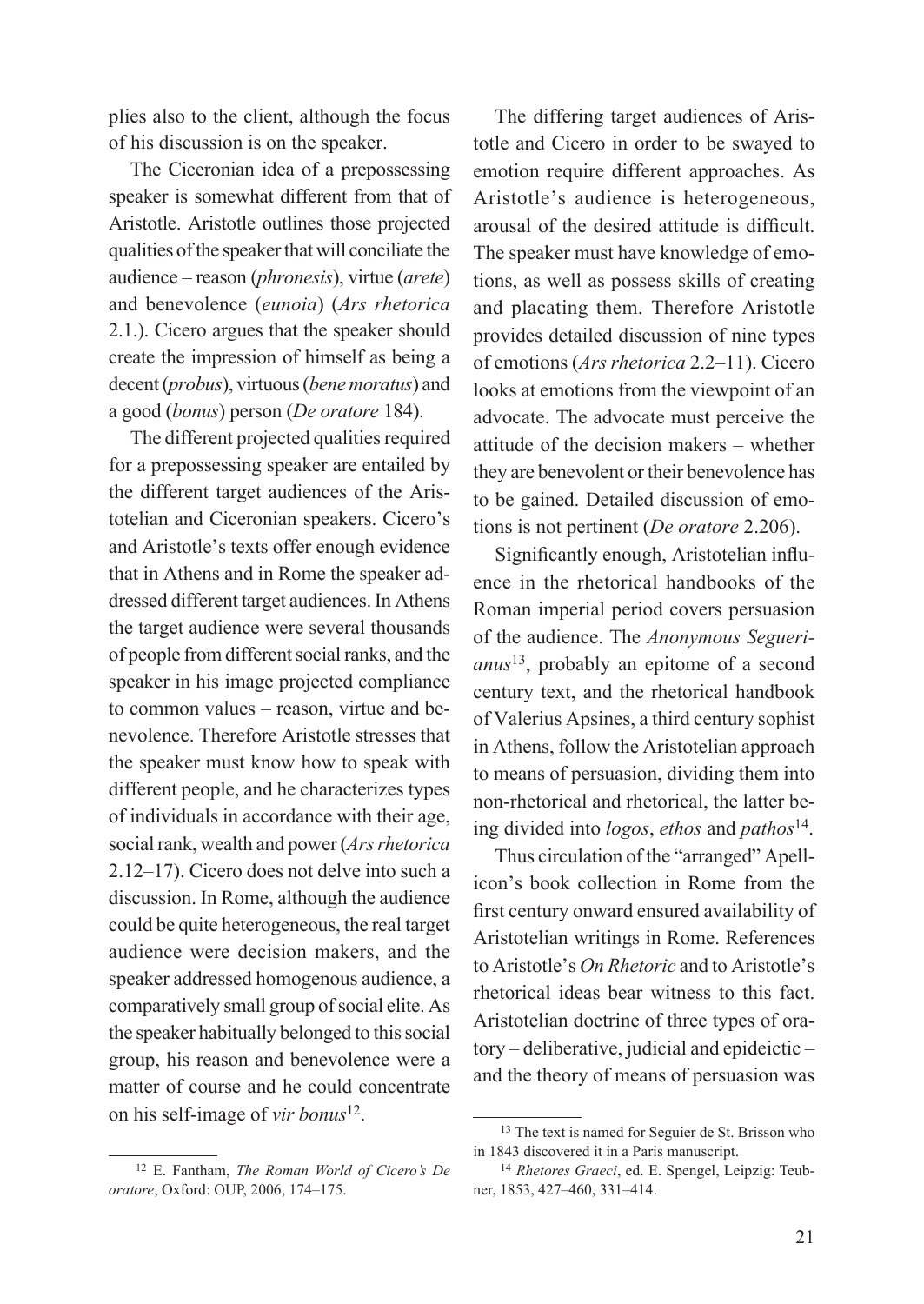plies also to the client, although the focus of his discussion is on the speaker.

The Ciceronian idea of a prepossessing speaker is somewhat different from that of Aristotle. Aristotle outlines those projected qualities of the speaker that will conciliate the audience – reason (*phronesis*), virtue (*arete*) and benevolence (*eunoia*) (*Ars rhetorica* 2.1.). Cicero argues that the speaker should create the impression of himself as being a decent (*probus*), virtuous (*bene moratus*) and a good (*bonus*) person (*De oratore* 184).

The different projected qualities required for a prepossessing speaker are entailed by the different target audiences of the Aristotelian and Ciceronian speakers. Cicero's and Aristotle's texts offer enough evidence that in Athens and in Rome the speaker addressed different target audiences. In Athens the target audience were several thousands of people from different social ranks, and the speaker in his image projected compliance to common values – reason, virtue and benevolence. Therefore Aristotle stresses that the speaker must know how to speak with different people, and he characterizes types of individuals in accordance with their age, social rank, wealth and power (*Ars rhetorica* 2.12–17). Cicero does not delve into such a discussion. In Rome, although the audience could be quite heterogeneous, the real target audience were decision makers, and the speaker addressed homogenous audience, a comparatively small group of social elite. As the speaker habitually belonged to this social group, his reason and benevolence were a matter of course and he could concentrate on his self-image of *vir bonus*[12].

The differing target audiences of Aristotle and Cicero in order to be swayed to emotion require different approaches. As Aristotle's audience is heterogeneous, arousal of the desired attitude is difficult. The speaker must have knowledge of emotions, as well as possess skills of creating and placating them. Therefore Aristotle provides detailed discussion of nine types of emotions (*Ars rhetorica* 2.2–11). Cicero looks at emotions from the viewpoint of an advocate. The advocate must perceive the attitude of the decision makers – whether they are benevolent or their benevolence has to be gained. Detailed discussion of emotions is not pertinent (*De oratore* 2.206).

Significantly enough, Aristotelian influence in the rhetorical handbooks of the Roman imperial period covers persuasion of the audience. The *Anonymous Seguerianus*[13], probably an epitome of a second century text, and the rhetorical handbook of Valerius Apsines, a third century sophist in Athens, follow the Aristotelian approach to means of persuasion, dividing them into non-rhetorical and rhetorical, the latter being divided into *logos*, *ethos* and *pathos*[14].

Thus circulation of the "arranged" Apellicon's book collection in Rome from the first century onward ensured availability of Aristotelian writings in Rome. References to Aristotle's *On Rhetoric* and to Aristotle's rhetorical ideas bear witness to this fact. Aristotelian doctrine of three types of oratory – deliberative, judicial and epideictic – and the theory of means of persuasion was

---

[12] E. Fantham, *The Roman World of Cicero's De oratore*, Oxford: OUP, 2006, 174–175.

[13] The text is named for Seguier de St. Brisson who in 1843 discovered it in a Paris manuscript.

[14] *Rhetores Graeci*, ed. E. Spengel, Leipzig: Teubner, 1853, 427–460, 331–414.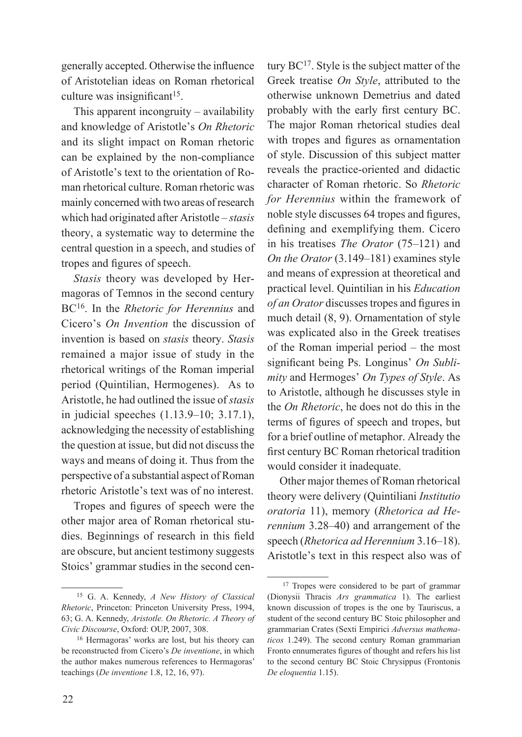generally accepted. Otherwise the influence of Aristotelian ideas on Roman rhetorical culture was insignificant[15].

This apparent incongruity – availability and knowledge of Aristotle's *On Rhetoric* and its slight impact on Roman rhetoric can be explained by the non-compliance of Aristotle's text to the orientation of Roman rhetorical culture. Roman rhetoric was mainly concerned with two areas of research which had originated after Aristotle – *stasis* theory, a systematic way to determine the central question in a speech, and studies of tropes and figures of speech.

*Stasis* theory was developed by Hermagoras of Temnos in the second century BC[16]. In the *Rhetoric for Herennius* and Cicero's *On Invention* the discussion of invention is based on *stasis* theory. *Stasis* remained a major issue of study in the rhetorical writings of the Roman imperial period (Quintilian, Hermogenes). As to Aristotle, he had outlined the issue of *stasis* in judicial speeches (1.13.9–10; 3.17.1), acknowledging the necessity of establishing the question at issue, but did not discuss the ways and means of doing it. Thus from the perspective of a substantial aspect of Roman rhetoric Aristotle's text was of no interest.

Tropes and figures of speech were the other major area of Roman rhetorical studies. Beginnings of research in this field are obscure, but ancient testimony suggests Stoics' grammar studies in the second century BC[17]. Style is the subject matter of the Greek treatise *On Style*, attributed to the otherwise unknown Demetrius and dated probably with the early first century BC. The major Roman rhetorical studies deal with tropes and figures as ornamentation of style. Discussion of this subject matter reveals the practice-oriented and didactic character of Roman rhetoric. So *Rhetoric for Herennius* within the framework of noble style discusses 64 tropes and figures, defining and exemplifying them. Cicero in his treatises *The Orator* (75–121) and *On the Orator* (3.149–181) examines style and means of expression at theoretical and practical level. Quintilian in his *Education of an Orator* discusses tropes and figures in much detail (8, 9). Ornamentation of style was explicated also in the Greek treatises of the Roman imperial period – the most significant being Ps. Longinus' *On Sublimity* and Hermoges' *On Types of Style*. As to Aristotle, although he discusses style in the *On Rhetoric*, he does not do this in the terms of figures of speech and tropes, but for a brief outline of metaphor. Already the first century BC Roman rhetorical tradition would consider it inadequate.

Other major themes of Roman rhetorical theory were delivery (Quintiliani *Institutio oratoria* 11), memory (*Rhetorica ad Herennium* 3.28–40) and arrangement of the speech (*Rhetorica ad Herennium* 3.16–18). Aristotle's text in this respect also was of

---

[15] G. A. Kennedy, *A New History of Classical Rhetoric*, Princeton: Princeton University Press, 1994, 63; G. A. Kennedy, *Aristotle. On Rhetoric. A Theory of Civic Discourse*, Oxford: OUP, 2007, 308.

[16] Hermagoras' works are lost, but his theory can be reconstructed from Cicero's *De inventione*, in which the author makes numerous references to Hermagoras' teachings (*De inventione* 1.8, 12, 16, 97).

[17] Tropes were considered to be part of grammar (Dionysii Thracis *Ars grammatica* 1). The earliest known discussion of tropes is the one by Tauriscus, a student of the second century BC Stoic philosopher and grammarian Crates (Sexti Empirici *Adversus mathematicos* 1.249). The second century Roman grammarian Fronto ennumerates figures of thought and refers his list to the second century BC Stoic Chrysippus (Frontonis *De eloquentia* 1.15).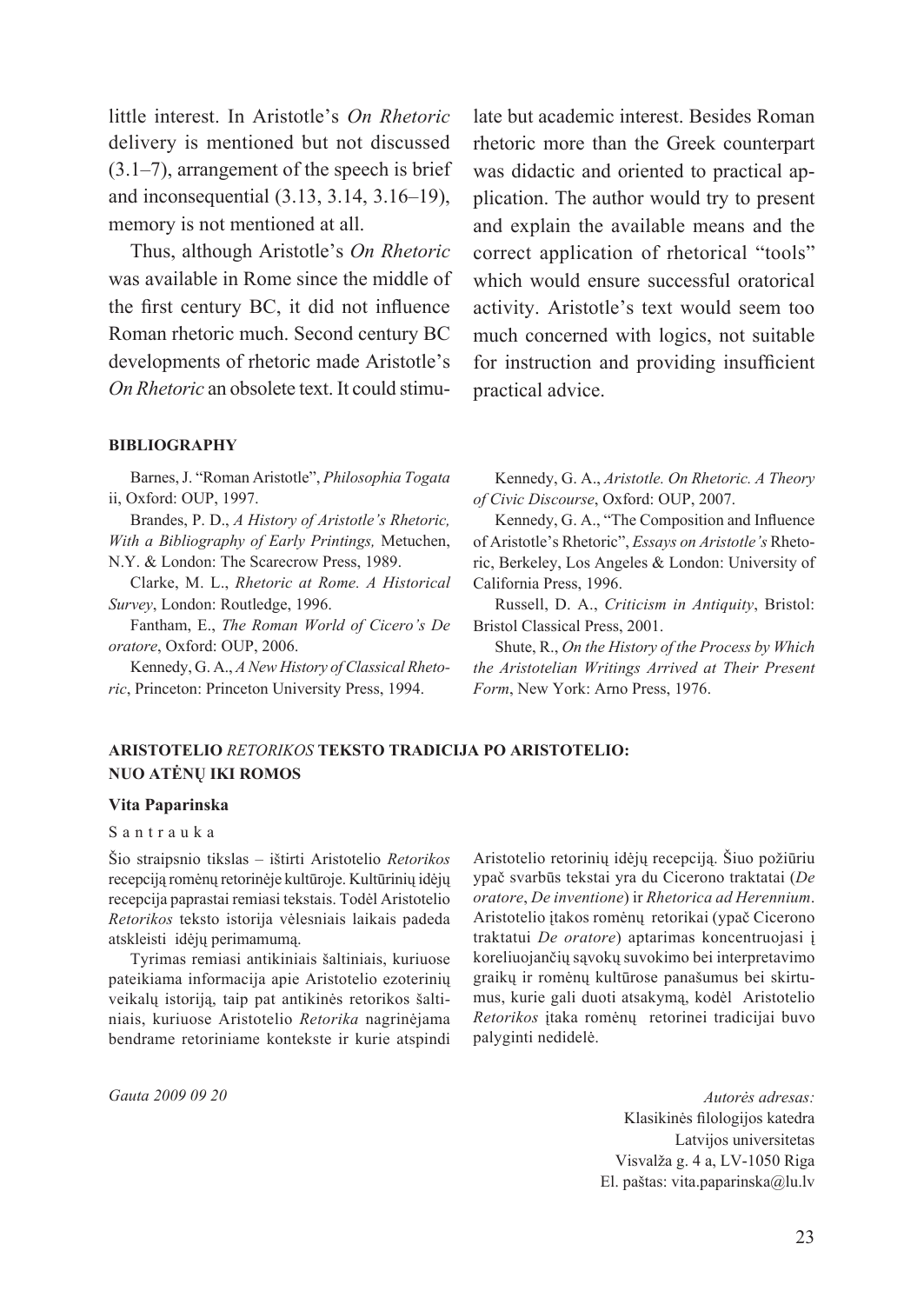little interest. In Aristotle's *On Rhetoric* delivery is mentioned but not discussed (3.1–7), arrangement of the speech is brief and inconsequential (3.13, 3.14, 3.16–19), memory is not mentioned at all.

Thus, although Aristotle's *On Rhetoric* was available in Rome since the middle of the first century BC, it did not influence Roman rhetoric much. Second century BC developments of rhetoric made Aristotle's *On Rhetoric* an obsolete text. It could stimulate but academic interest. Besides Roman rhetoric more than the Greek counterpart was didactic and oriented to practical application. The author would try to present and explain the available means and the correct application of rhetorical "tools" which would ensure successful oratorical activity. Aristotle's text would seem too much concerned with logics, not suitable for instruction and providing insufficient practical advice.

## BIBLIOGRAPHY

Barnes, J. "Roman Aristotle", *Philosophia Togata* ii, Oxford: OUP, 1997.

Brandes, P. D., *A History of Aristotle's Rhetoric, With a Bibliography of Early Printings,* Metuchen, N.Y. & London: The Scarecrow Press, 1989.

Clarke, M. L., *Rhetoric at Rome. A Historical Survey*, London: Routledge, 1996.

Fantham, E., *The Roman World of Cicero's De oratore*, Oxford: OUP, 2006.

Kennedy, G. A., *A New History of Classical Rhetoric*, Princeton: Princeton University Press, 1994.

Kennedy, G. A., *Aristotle. On Rhetoric. A Theory of Civic Discourse*, Oxford: OUP, 2007.

Kennedy, G. A., "The Composition and Influence of Aristotle's Rhetoric", *Essays on Aristotle's* Rhetoric, Berkeley, Los Angeles & London: University of California Press, 1996.

Russell, D. A., *Criticism in Antiquity*, Bristol: Bristol Classical Press, 2001.

Shute, R., *On the History of the Process by Which the Aristotelian Writings Arrived at Their Present Form*, New York: Arno Press, 1976.

## ARISTOTELIO *RETORIKOS* TEKSTO TRADICIJA PO ARISTOTELIO: NUO ATĖNŲ IKI ROMOS

**Vita Paparinska**

S a n t r a u k a

Šio straipsnio tikslas – ištirti Aristotelio *Retorikos* recepciją romėnų retorinėje kultūroje. Kultūrinių idėjų recepcija paprastai remiasi tekstais. Todėl Aristotelio *Retorikos* teksto istorija vėlesniais laikais padeda atskleisti idėjų perimamumą.

Tyrimas remiasi antikiniais šaltiniais, kuriuose pateikiama informacija apie Aristotelio ezoterinių veikalų istoriją, taip pat antikinės retorikos šaltiniais, kuriuose Aristotelio *Retorika* nagrinėjama bendrame retoriniame kontekste ir kurie atspindi Aristotelio retorinių idėjų recepciją. Šiuo požiūriu ypač svarbūs tekstai yra du Cicerono traktatai (*De oratore*, *De inventione*) ir *Rhetorica ad Herennium*. Aristotelio įtakos romėnų retorikai (ypač Cicerono traktatui *De oratore*) aptarimas koncentruojasi į koreliuojančių sąvokų suvokimo bei interpretavimo graikų ir romėnų kultūrose panašumus bei skirtumus, kurie gali duoti atsakymą, kodėl Aristotelio *Retorikos* įtaka romėnų retorinei tradicijai buvo palyginti nedidelė.

*Gauta 2009 09 20*

*Autorės adresas:*
Klasikinės filologijos katedra
Latvijos universitetas
Visvalža g. 4 a, LV-1050 Riga
El. paštas: vita.paparinska@lu.lv